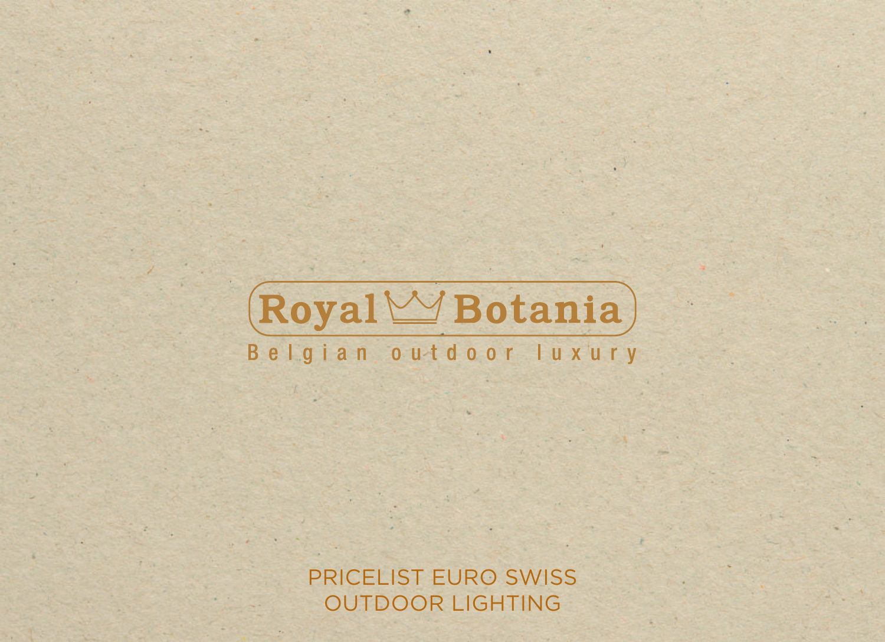# Royal Botania

Belgian outdoor luxury

PRICELIST EURO SWISS
OUTDOOR LIGHTING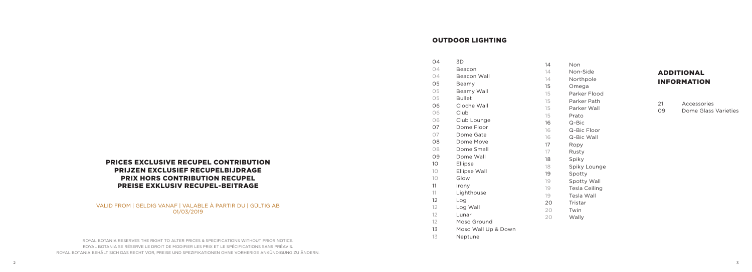## PRICES EXCLUSIVE RECUPEL CONTRIBUTION
## PRIJZEN EXCLUSIEF RECUPELBIJDRAGE
## PRIX HORS CONTRIBUTION RECUPEL
## PREISE EXKLUSIV RECUPEL-BEITRAGE

VALID FROM | GELDIG VANAF | VALABLE À PARTIR DU | GÜLTIG AB
01/03/2019

ROYAL BOTANIA RESERVES THE RIGHT TO ALTER PRICES & SPECIFICATIONS WITHOUT PRIOR NOTICE.
ROYAL BOTANIA SE RÉSERVE LE DROIT DE MODIFIER LES PRIX ET LE SPÉCIFICATIONS SANS PRÉAVIS.
ROYAL BOTANIA BEHÄLT SICH DAS RECHT VOR, PREISE UND SPEZIFIKATIONEN OHNE VORHERIGE ANKÜNDIGUNG ZU ÄNDERN.

## OUTDOOR LIGHTING

04 3D
04 Beacon
04 Beacon Wall
05 Beamy
05 Beamy Wall
05 Bullet
06 Cloche Wall
06 Club
06 Club Lounge
07 Dome Floor
07 Dome Gate
08 Dome Move
08 Dome Small
09 Dome Wall
10 Ellipse
10 Ellipse Wall
10 Glow
11 Irony
11 Lighthouse
12 Log
12 Log Wall
12 Lunar
12 Moso Ground
13 Moso Wall Up & Down
13 Neptune
14 Non
14 Non-Side
14 Northpole
15 Omega
15 Parker Flood
15 Parker Path
15 Parker Wall
15 Prato
16 Q-Bic
16 Q-Bic Floor
16 Q-Bic Wall
17 Ropy
17 Rusty
18 Spiky
18 Spiky Lounge
19 Spotty
19 Spotty Wall
19 Tesla Ceiling
19 Tesla Wall
20 Tristar
20 Twin
20 Wally

## ADDITIONAL INFORMATION

21 Accessories
09 Dome Glass Varieties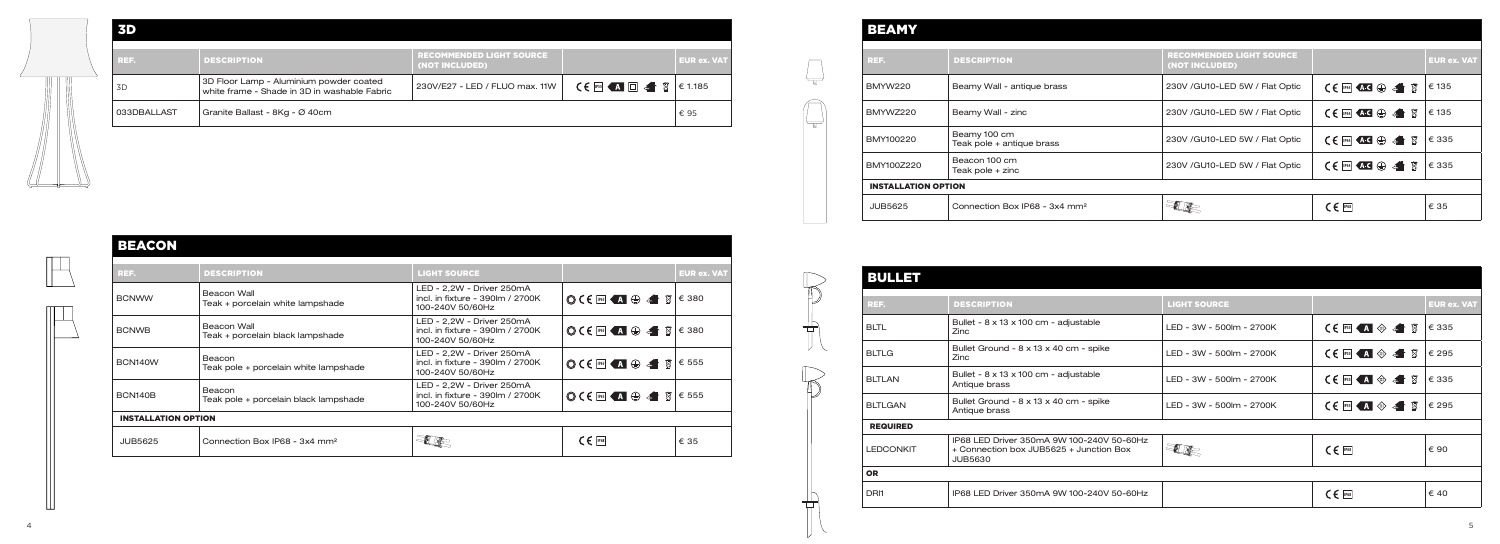## 3D

| REF. | DESCRIPTION | RECOMMENDED LIGHT SOURCE (NOT INCLUDED) | | EUR ex. VAT |
|---|---|---|---|---|
| 3D | 3D Floor Lamp - Aluminium powder coated white frame - Shade in 3D in washable Fabric | 230V/E27 - LED / FLUO max. 11W | | € 1.185 |
| 033DBALLAST | Granite Ballast - 8Kg - Ø 40cm | | | € 95 |

## BEACON

| REF. | DESCRIPTION | LIGHT SOURCE | | EUR ex. VAT |
|---|---|---|---|---|
| BCNWW | Beacon Wall Teak + porcelain white lampshade | LED - 2,2W - Driver 250mA incl. in fixture - 390lm / 2700K 100-240V 50/60Hz | | € 380 |
| BCNWB | Beacon Wall Teak + porcelain black lampshade | LED - 2,2W - Driver 250mA incl. in fixture - 390lm / 2700K 100-240V 50/60Hz | | € 380 |
| BCN140W | Beacon Teak pole + porcelain white lampshade | LED - 2,2W - Driver 250mA incl. in fixture - 390lm / 2700K 100-240V 50/60Hz | | € 555 |
| BCN140B | Beacon Teak pole + porcelain black lampshade | LED - 2,2W - Driver 250mA incl. in fixture - 390lm / 2700K 100-240V 50/60Hz | | € 555 |
| **INSTALLATION OPTION** | | | | |
| JUB5625 | Connection Box IP68 - 3x4 mm² | | | € 35 |

## BEAMY

| REF. | DESCRIPTION | RECOMMENDED LIGHT SOURCE (NOT INCLUDED) | | EUR ex. VAT |
|---|---|---|---|---|
| BMYW220 | Beamy Wall - antique brass | 230V /GU10-LED 5W / Flat Optic | | € 135 |
| BMYWZ220 | Beamy Wall - zinc | 230V /GU10-LED 5W / Flat Optic | | € 135 |
| BMY100220 | Beamy 100 cm Teak pole + antique brass | 230V /GU10-LED 5W / Flat Optic | | € 335 |
| BMY100Z220 | Beacon 100 cm Teak pole + zinc | 230V /GU10-LED 5W / Flat Optic | | € 335 |
| **INSTALLATION OPTION** | | | | |
| JUB5625 | Connection Box IP68 - 3x4 mm² | | | € 35 |

## BULLET

| REF. | DESCRIPTION | LIGHT SOURCE | | EUR ex. VAT |
|---|---|---|---|---|
| BLTL | Bullet - 8 x 13 x 100 cm - adjustable Zinc | LED - 3W - 500lm - 2700K | | € 335 |
| BLTLG | Bullet Ground - 8 x 13 x 40 cm - spike Zinc | LED - 3W - 500lm - 2700K | | € 295 |
| BLTLAN | Bullet - 8 x 13 x 100 cm - adjustable Antique brass | LED - 3W - 500lm - 2700K | | € 335 |
| BLTLGAN | Bullet Ground - 8 x 13 x 40 cm - spike Antique brass | LED - 3W - 500lm - 2700K | | € 295 |
| **REQUIRED** | | | | |
| LEDCONKIT | IP68 LED Driver 350mA 9W 100-240V 50-60Hz + Connection box JUB5625 + Junction Box JUB5630 | | | € 90 |
| **OR** | | | | |
| DRI1 | IP68 LED Driver 350mA 9W 100-240V 50-60Hz | | | € 40 |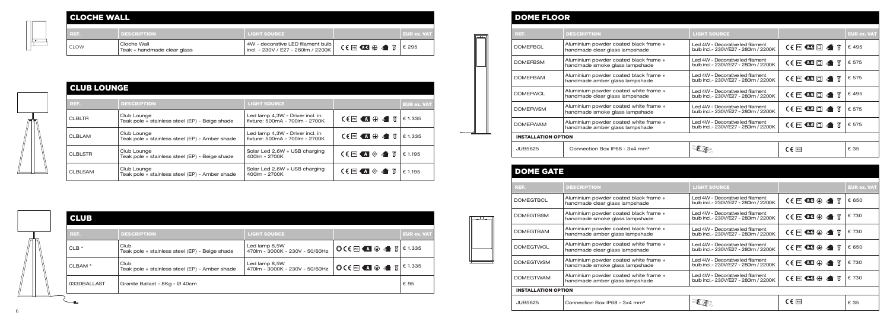## CLOCHE WALL

| REF. | DESCRIPTION | LIGHT SOURCE | | EUR ex. VAT |
|---|---|---|---|---|
| CLOW | Cloche Wall<br>Teak + handmade clear glass | 4W - decorative LED filament bulb incl. - 230V / E27 - 280lm / 2200K | | € 295 |

## CLUB LOUNGE

| REF. | DESCRIPTION | LIGHT SOURCE | | EUR ex. VAT |
|---|---|---|---|---|
| CLBLTR | Club Lounge<br>Teak pole + stainless steel (EP) - Beige shade | Led lamp 4,3W - Driver incl. in fixture: 500mA - 700lm - 2700K | | € 1.335 |
| CLBLAM | Club Lounge<br>Teak pole + stainless steel (EP) - Amber shade | Led lamp 4,3W - Driver incl. in fixture: 500mA - 700lm - 2700K | | € 1.335 |
| CLBLSTR | Club Lounge<br>Teak pole + stainless steel (EP) - Beige shade | Solar Led 2,6W + USB charging<br>400lm - 2700K | | € 1.195 |
| CLBLSAM | Club Lounge<br>Teak pole + stainless steel (EP) - Amber shade | Solar Led 2,6W + USB charging<br>400lm - 2700K | | € 1.195 |

## CLUB

| REF. | DESCRIPTION | LIGHT SOURCE | | EUR ex. VAT |
|---|---|---|---|---|
| CLB * | Club<br>Teak pole + stainless steel (EP) - Beige shade | Led lamp 8,5W<br>470lm - 3000K - 230V - 50/60Hz | | € 1.335 |
| CLBAM * | Club<br>Teak pole + stainless steel (EP) - Amber shade | Led lamp 8,5W<br>470lm - 3000K - 230V - 50/60Hz | | € 1.335 |
| 033DBALLAST | Granite Ballast - 8Kg - Ø 40cm | | | € 95 |

## DOME FLOOR

| REF. | DESCRIPTION | LIGHT SOURCE | | EUR ex. VAT |
|---|---|---|---|---|
| DOMEFBCL | Aluminium powder coated black frame + handmade clear glass lampshade | Led 4W - Decorative led filament bulb incl.- 230V/E27 - 280lm / 2200K | | € 495 |
| DOMEFBSM | Aluminium powder coated black frame + handmade smoke glass lampshade | Led 4W - Decorative led filament bulb incl.- 230V/E27 - 280lm / 2200K | | € 575 |
| DOMEFBAM | Aluminium powder coated black frame + handmade amber glass lampshade | Led 4W - Decorative led filament bulb incl.- 230V/E27 - 280lm / 2200K | | € 575 |
| DOMEFWCL | Aluminium powder coated white frame + handmade clear glass lampshade | Led 4W - Decorative led filament bulb incl.- 230V/E27 - 280lm / 2200K | | € 495 |
| DOMEFWSM | Aluminium powder coated white frame + handmade smoke glass lampshade | Led 4W - Decorative led filament bulb incl.- 230V/E27 - 280lm / 2200K | | € 575 |
| DOMEFWAM | Aluminium powder coated white frame + handmade amber glass lampshade | Led 4W - Decorative led filament bulb incl.- 230V/E27 - 280lm / 2200K | | € 575 |
| **INSTALLATION OPTION** | | | | |
| JUB5625 | Connection Box IP68 - 3x4 mm² | | | € 35 |

## DOME GATE

| REF. | DESCRIPTION | LIGHT SOURCE | | EUR ex. VAT |
|---|---|---|---|---|
| DOMEGTBCL | Aluminium powder coated black frame + handmade clear glass lampshade | Led 4W - Decorative led filament bulb incl.- 230V/E27 - 280lm / 2200K | | € 650 |
| DOMEGTBSM | Aluminium powder coated black frame + handmade smoke glass lampshade | Led 4W - Decorative led filament bulb incl.- 230V/E27 - 280lm / 2200K | | € 730 |
| DOMEGTBAM | Aluminium powder coated black frame + handmade amber glass lampshade | Led 4W - Decorative led filament bulb incl.- 230V/E27 - 280lm / 2200K | | € 730 |
| DOMEGTWCL | Aluminium powder coated white frame + handmade clear glass lampshade | Led 4W - Decorative led filament bulb incl.- 230V/E27 - 280lm / 2200K | | € 650 |
| DOMEGTWSM | Aluminium powder coated white frame + handmade smoke glass lampshade | Led 4W - Decorative led filament bulb incl.- 230V/E27 - 280lm / 2200K | | € 730 |
| DOMEGTWAM | Aluminium powder coated white frame + handmade amber glass lampshade | Led 4W - Decorative led filament bulb incl.- 230V/E27 - 280lm / 2200K | | € 730 |
| **INSTALLATION OPTION** | | | | |
| JUB5625 | Connection Box IP68 - 3x4 mm² | | | € 35 |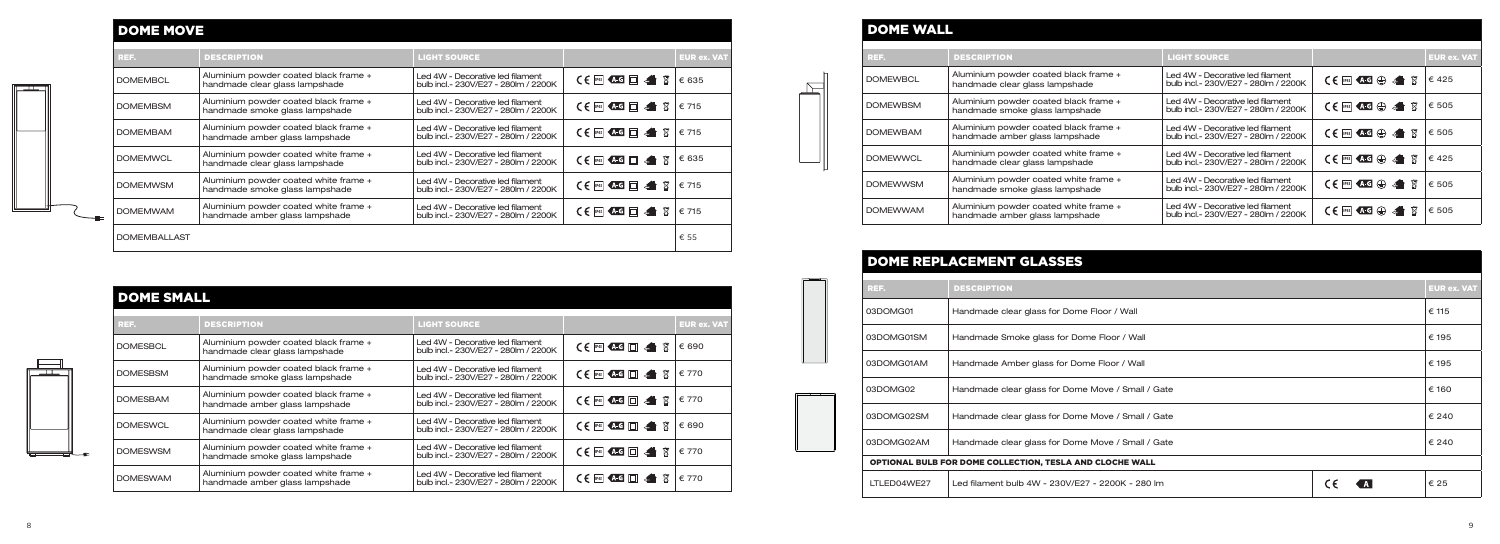## DOME MOVE

| REF. | DESCRIPTION | LIGHT SOURCE | | EUR ex. VAT |
|---|---|---|---|---|
| DOMEMBCL | Aluminium powder coated black frame + handmade clear glass lampshade | Led 4W - Decorative led filament bulb incl.- 230V/E27 - 280lm / 2200K | | € 635 |
| DOMEMBSM | Aluminium powder coated black frame + handmade smoke glass lampshade | Led 4W - Decorative led filament bulb incl.- 230V/E27 - 280lm / 2200K | | € 715 |
| DOMEMBAM | Aluminium powder coated black frame + handmade amber glass lampshade | Led 4W - Decorative led filament bulb incl.- 230V/E27 - 280lm / 2200K | | € 715 |
| DOMEMWCL | Aluminium powder coated white frame + handmade clear glass lampshade | Led 4W - Decorative led filament bulb incl.- 230V/E27 - 280lm / 2200K | | € 635 |
| DOMEMWSM | Aluminium powder coated white frame + handmade smoke glass lampshade | Led 4W - Decorative led filament bulb incl.- 230V/E27 - 280lm / 2200K | | € 715 |
| DOMEMWAM | Aluminium powder coated white frame + handmade amber glass lampshade | Led 4W - Decorative led filament bulb incl.- 230V/E27 - 280lm / 2200K | | € 715 |
| DOMEMBALLAST | | | | € 55 |

## DOME SMALL

| REF. | DESCRIPTION | LIGHT SOURCE | | EUR ex. VAT |
|---|---|---|---|---|
| DOMESBCL | Aluminium powder coated black frame + handmade clear glass lampshade | Led 4W - Decorative led filament bulb incl.- 230V/E27 - 280lm / 2200K | | € 690 |
| DOMESBSM | Aluminium powder coated black frame + handmade smoke glass lampshade | Led 4W - Decorative led filament bulb incl.- 230V/E27 - 280lm / 2200K | | € 770 |
| DOMESBAM | Aluminium powder coated black frame + handmade amber glass lampshade | Led 4W - Decorative led filament bulb incl.- 230V/E27 - 280lm / 2200K | | € 770 |
| DOMESWCL | Aluminium powder coated white frame + handmade clear glass lampshade | Led 4W - Decorative led filament bulb incl.- 230V/E27 - 280lm / 2200K | | € 690 |
| DOMESWSM | Aluminium powder coated white frame + handmade smoke glass lampshade | Led 4W - Decorative led filament bulb incl.- 230V/E27 - 280lm / 2200K | | € 770 |
| DOMESWAM | Aluminium powder coated white frame + handmade amber glass lampshade | Led 4W - Decorative led filament bulb incl.- 230V/E27 - 280lm / 2200K | | € 770 |

## DOME WALL

| REF. | DESCRIPTION | LIGHT SOURCE | | EUR ex. VAT |
|---|---|---|---|---|
| DOMEWBCL | Aluminium powder coated black frame + handmade clear glass lampshade | Led 4W - Decorative led filament bulb incl.- 230V/E27 - 280lm / 2200K | | € 425 |
| DOMEWBSM | Aluminium powder coated black frame + handmade smoke glass lampshade | Led 4W - Decorative led filament bulb incl.- 230V/E27 - 280lm / 2200K | | € 505 |
| DOMEWBAM | Aluminium powder coated black frame + handmade amber glass lampshade | Led 4W - Decorative led filament bulb incl.- 230V/E27 - 280lm / 2200K | | € 505 |
| DOMEWWCL | Aluminium powder coated white frame + handmade clear glass lampshade | Led 4W - Decorative led filament bulb incl.- 230V/E27 - 280lm / 2200K | | € 425 |
| DOMEWWSM | Aluminium powder coated white frame + handmade smoke glass lampshade | Led 4W - Decorative led filament bulb incl.- 230V/E27 - 280lm / 2200K | | € 505 |
| DOMEWWAM | Aluminium powder coated white frame + handmade amber glass lampshade | Led 4W - Decorative led filament bulb incl.- 230V/E27 - 280lm / 2200K | | € 505 |

## DOME REPLACEMENT GLASSES

| REF. | DESCRIPTION | | EUR ex. VAT |
|---|---|---|---|
| 03DOMG01 | Handmade clear glass for Dome Floor / Wall | | € 115 |
| 03DOMG01SM | Handmade Smoke glass for Dome Floor / Wall | | € 195 |
| 03DOMG01AM | Handmade Amber glass for Dome Floor / Wall | | € 195 |
| 03DOMG02 | Handmade clear glass for Dome Move / Small / Gate | | € 160 |
| 03DOMG02SM | Handmade clear glass for Dome Move / Small / Gate | | € 240 |
| 03DOMG02AM | Handmade clear glass for Dome Move / Small / Gate | | € 240 |
| **OPTIONAL BULB FOR DOME COLLECTION, TESLA AND CLOCHE WALL** | | | |
| LTLED04WE27 | Led filament bulb 4W - 230V/E27 - 2200K - 280 lm | CE A | € 25 |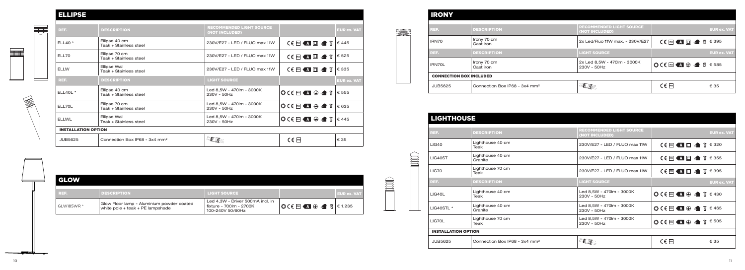## ELLIPSE

| REF. | DESCRIPTION | RECOMMENDED LIGHT SOURCE (NOT INCLUDED) | | EUR ex. VAT |
|---|---|---|---|---|
| ELL40 * | Ellipse 40 cm Teak + Stainless steel | 230V/E27 - LED / FLUO max 11W | | € 445 |
| ELL70 | Ellipse 70 cm Teak + Stainless steel | 230V/E27 - LED / FLUO max 11W | | € 525 |
| ELLW | Ellipse Wall Teak + Stainless steel | 230V/E27 - LED / FLUO max 11W | | € 335 |
| **REF.** | **DESCRIPTION** | **LIGHT SOURCE** | | **EUR ex. VAT** |
| ELL40L * | Ellipse 40 cm Teak + Stainless steel | Led 8,5W - 470lm - 3000K 230V - 50Hz | | € 555 |
| ELL70L | Ellipse 70 cm Teak + Stainless steel | Led 8,5W - 470lm - 3000K 230V - 50Hz | | € 635 |
| ELLWL | Ellipse Wall Teak + Stainless steel | Led 8,5W - 470lm - 3000K 230V - 50Hz | | € 445 |
| **INSTALLATION OPTION** | | | | |
| JUB5625 | Connection Box IP68 - 3x4 mm² | | | € 35 |

## GLOW

| REF. | DESCRIPTION | LIGHT SOURCE | | EUR ex. VAT |
|---|---|---|---|---|
| GLW185WR * | Glow Floor lamp - Aluminium powder coated white pole + teak + PE lampshade | Led 4,3W - Driver 500mA incl. in fixture - 700lm - 2700K 100-240V 50/60Hz | | € 1.235 |

## IRONY

| REF. | DESCRIPTION | RECOMMENDED LIGHT SOURCE (NOT INCLUDED) | | EUR ex. VAT |
|---|---|---|---|---|
| IRN70 | Irony 70 cm Cast iron | 2x Led/Fluo 11W max. - 230V/E27 | | € 395 |
| **REF.** | **DESCRIPTION** | **LIGHT SOURCE** | | **EUR ex. VAT** |
| IRN70L | Irony 70 cm Cast iron | 2x Led 8,5W - 470lm - 3000K 230V - 50Hz | | € 585 |
| **CONNECTION BOX INCLUDED** | | | | |
| JUB5625 | Connection Box IP68 - 3x4 mm² | | | € 35 |

## LIGHTHOUSE

| REF. | DESCRIPTION | RECOMMENDED LIGHT SOURCE (NOT INCLUDED) | | EUR ex. VAT |
|---|---|---|---|---|
| LIG40 | Lighthouse 40 cm Teak | 230V/E27 - LED / FLUO max 11W | | € 320 |
| LIG40ST | Lighthouse 40 cm Granite | 230V/E27 - LED / FLUO max 11W | | € 355 |
| LIG70 | Lighthouse 70 cm Teak | 230V/E27 - LED / FLUO max 11W | | € 395 |
| **REF.** | **DESCRIPTION** | **LIGHT SOURCE** | | **EUR ex. VAT** |
| LIG40L | Lighthouse 40 cm Teak | Led 8,5W - 470lm - 3000K 230V - 50Hz | | € 430 |
| LIG40STL * | Lighthouse 40 cm Granite | Led 8,5W - 470lm - 3000K 230V - 50Hz | | € 465 |
| LIG70L | Lighthouse 70 cm Teak | Led 8,5W - 470lm - 3000K 230V - 50Hz | | € 505 |
| **INSTALLATION OPTION** | | | | |
| JUB5625 | Connection Box IP68 - 3x4 mm² | | | € 35 |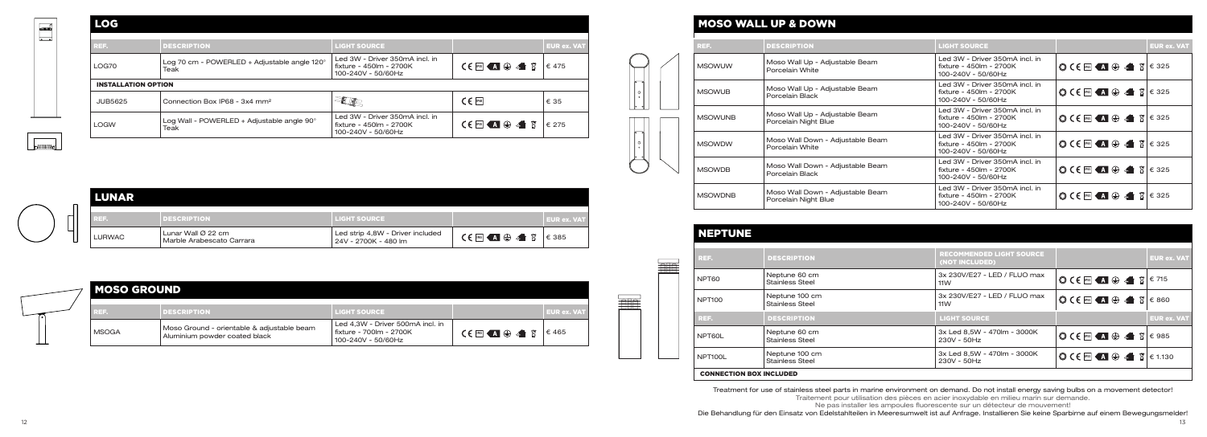## LOG

| REF. | DESCRIPTION | LIGHT SOURCE | | EUR ex. VAT |
|---|---|---|---|---|
| LOG70 | Log 70 cm - POWERLED + Adjustable angle 120° Teak | Led 3W - Driver 350mA incl. in fixture - 450lm - 2700K 100-240V - 50/60Hz | | € 475 |
| **INSTALLATION OPTION** | | | | |
| JUB5625 | Connection Box IP68 - 3x4 mm² | | | € 35 |
| LOGW | Log Wall - POWERLED + Adjustable angle 90° Teak | Led 3W - Driver 350mA incl. in fixture - 450lm - 2700K 100-240V - 50/60Hz | | € 275 |

## LUNAR

| REF. | DESCRIPTION | LIGHT SOURCE | | EUR ex. VAT |
|---|---|---|---|---|
| LURWAC | Lunar Wall Ø 22 cm Marble Arabescato Carrara | Led strip 4,8W - Driver included 24V - 2700K - 480 lm | | € 385 |

## MOSO GROUND

| REF. | DESCRIPTION | LIGHT SOURCE | | EUR ex. VAT |
|---|---|---|---|---|
| MSOGA | Moso Ground - orientable & adjustable beam Aluminium powder coated black | Led 4,3W - Driver 500mA incl. in fixture - 700lm - 2700K 100-240V - 50/60Hz | | € 465 |

## MOSO WALL UP & DOWN

| REF. | DESCRIPTION | LIGHT SOURCE | | EUR ex. VAT |
|---|---|---|---|---|
| MSOWUW | Moso Wall Up - Adjustable Beam Porcelain White | Led 3W - Driver 350mA incl. in fixture - 450lm - 2700K 100-240V - 50/60Hz | | € 325 |
| MSOWUB | Moso Wall Up - Adjustable Beam Porcelain Black | Led 3W - Driver 350mA incl. in fixture - 450lm - 2700K 100-240V - 50/60Hz | | € 325 |
| MSOWUNB | Moso Wall Up - Adjustable Beam Porcelain Night Blue | Led 3W - Driver 350mA incl. in fixture - 450lm - 2700K 100-240V - 50/60Hz | | € 325 |
| MSOWDW | Moso Wall Down - Adjustable Beam Porcelain White | Led 3W - Driver 350mA incl. in fixture - 450lm - 2700K 100-240V - 50/60Hz | | € 325 |
| MSOWDB | Moso Wall Down - Adjustable Beam Porcelain Black | Led 3W - Driver 350mA incl. in fixture - 450lm - 2700K 100-240V - 50/60Hz | | € 325 |
| MSOWDNB | Moso Wall Down - Adjustable Beam Porcelain Night Blue | Led 3W - Driver 350mA incl. in fixture - 450lm - 2700K 100-240V - 50/60Hz | | € 325 |

## NEPTUNE

| REF. | DESCRIPTION | RECOMMENDED LIGHT SOURCE (NOT INCLUDED) | | EUR ex. VAT |
|---|---|---|---|---|
| NPT60 | Neptune 60 cm Stainless Steel | 3x 230V/E27 - LED / FLUO max 11W | | € 715 |
| NPT100 | Neptune 100 cm Stainless Steel | 3x 230V/E27 - LED / FLUO max 11W | | € 860 |
| **REF.** | **DESCRIPTION** | **LIGHT SOURCE** | | **EUR ex. VAT** |
| NPT60L | Neptune 60 cm Stainless Steel | 3x Led 8,5W - 470lm - 3000K 230V - 50Hz | | € 985 |
| NPT100L | Neptune 100 cm Stainless Steel | 3x Led 8,5W - 470lm - 3000K 230V - 50Hz | | € 1.130 |
| **CONNECTION BOX INCLUDED** | | | | |

Treatment for use of stainless steel parts in marine environment on demand. Do not install energy saving bulbs on a movement detector!
Traitement pour utilisation des pièces en acier inoxydable en milieu marin sur demande.
Ne pas installer les ampoules fluorescente sur un détecteur de mouvement!
Die Behandlung für den Einsatz von Edelstahlteilen in Meeresumwelt ist auf Anfrage. Installieren Sie keine Sparbirne auf einem Bewegungsmelder!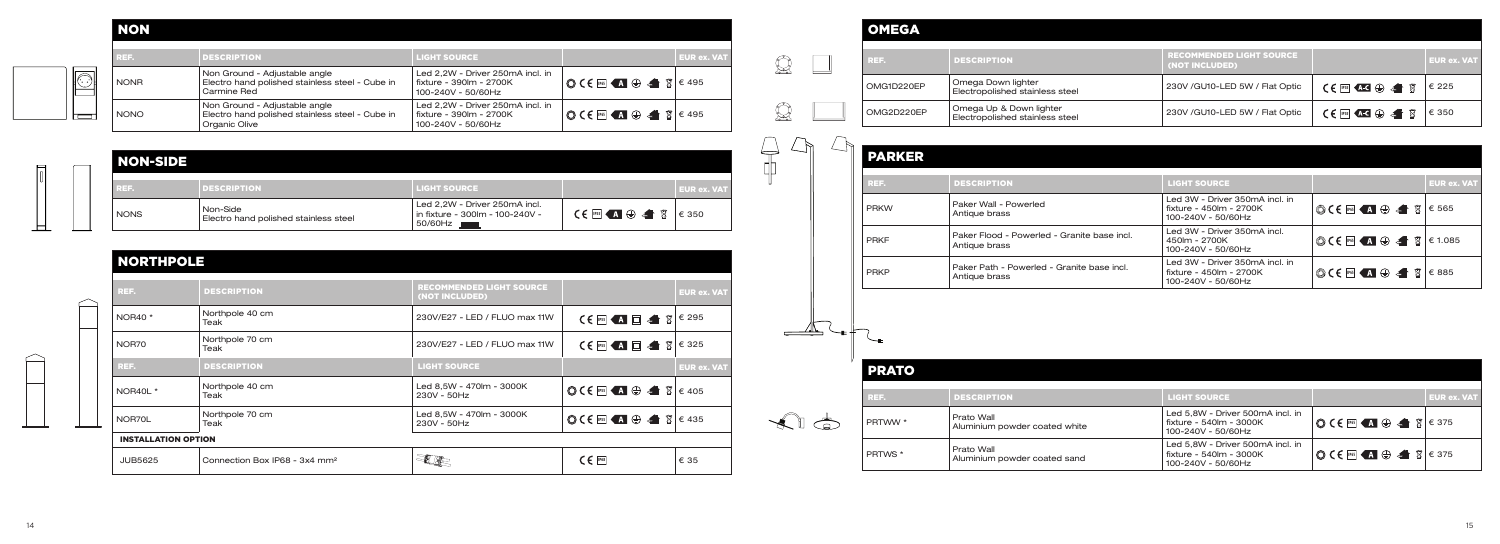## NON

| REF. | DESCRIPTION | LIGHT SOURCE | | EUR ex. VAT |
|---|---|---|---|---|
| NONR | Non Ground - Adjustable angle Electro hand polished stainless steel - Cube in Carmine Red | Led 2,2W - Driver 250mA incl. in fixture - 390lm - 2700K 100-240V - 50/60Hz | | € 495 |
| NONO | Non Ground - Adjustable angle Electro hand polished stainless steel - Cube in Organic Olive | Led 2,2W - Driver 250mA incl. in fixture - 390lm - 2700K 100-240V - 50/60Hz | | € 495 |

## NON-SIDE

| REF. | DESCRIPTION | LIGHT SOURCE | | EUR ex. VAT |
|---|---|---|---|---|
| NONS | Non-Side Electro hand polished stainless steel | Led 2,2W - Driver 250mA incl. in fixture - 300lm - 100-240V - 50/60Hz | | € 350 |

## NORTHPOLE

| REF. | DESCRIPTION | RECOMMENDED LIGHT SOURCE (NOT INCLUDED) | | EUR ex. VAT |
|---|---|---|---|---|
| NOR40 * | Northpole 40 cm Teak | 230V/E27 - LED / FLUO max 11W | | € 295 |
| NOR70 | Northpole 70 cm Teak | 230V/E27 - LED / FLUO max 11W | | € 325 |
| **REF.** | **DESCRIPTION** | **LIGHT SOURCE** | | **EUR ex. VAT** |
| NOR40L * | Northpole 40 cm Teak | Led 8,5W - 470lm - 3000K 230V - 50Hz | | € 405 |
| NOR70L | Northpole 70 cm Teak | Led 8,5W - 470lm - 3000K 230V - 50Hz | | € 435 |
| **INSTALLATION OPTION** | | | | |
| JUB5625 | Connection Box IP68 - 3x4 mm² | | | € 35 |

## OMEGA

| REF. | DESCRIPTION | RECOMMENDED LIGHT SOURCE (NOT INCLUDED) | | EUR ex. VAT |
|---|---|---|---|---|
| OMG1D220EP | Omega Down lighter Electropolished stainless steel | 230V /GU10-LED 5W / Flat Optic | | € 225 |
| OMG2D220EP | Omega Up & Down lighter Electropolished stainless steel | 230V /GU10-LED 5W / Flat Optic | | € 350 |

## PARKER

| REF. | DESCRIPTION | LIGHT SOURCE | | EUR ex. VAT |
|---|---|---|---|---|
| PRKW | Paker Wall - Powerled Antique brass | Led 3W - Driver 350mA incl. in fixture - 450lm - 2700K 100-240V - 50/60Hz | | € 565 |
| PRKF | Paker Flood - Powerled - Granite base incl. Antique brass | Led 3W - Driver 350mA incl. 450lm - 2700K 100-240V - 50/60Hz | | € 1.085 |
| PRKP | Paker Path - Powerled - Granite base incl. Antique brass | Led 3W - Driver 350mA incl. in fixture - 450lm - 2700K 100-240V - 50/60Hz | | € 885 |

## PRATO

| REF. | DESCRIPTION | LIGHT SOURCE | | EUR ex. VAT |
|---|---|---|---|---|
| PRTWW * | Prato Wall Aluminium powder coated white | Led 5,8W - Driver 500mA incl. in fixture - 540lm - 3000K 100-240V - 50/60Hz | | € 375 |
| PRTWS * | Prato Wall Aluminium powder coated sand | Led 5,8W - Driver 500mA incl. in fixture - 540lm - 3000K 100-240V - 50/60Hz | | € 375 |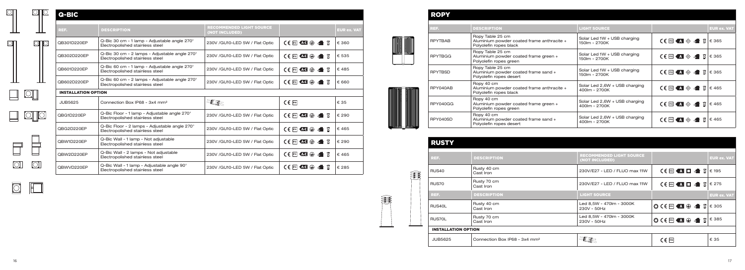## Q-BIC

| REF. | DESCRIPTION | RECOMMENDED LIGHT SOURCE (NOT INCLUDED) | | EUR ex. VAT |
|---|---|---|---|---|
| QB301D220EP | Q-Bic 30 cm - 1 lamp - Adjustable angle 270° Electropolished stainless steel | 230V /GU10-LED 5W / Flat Optic | CE IP65 A-E | € 360 |
| QB302D220EP | Q-Bic 30 cm - 2 lamps - Adjustable angle 270° Electropolished stainless steel | 230V /GU10-LED 5W / Flat Optic | CE IP65 A-E | € 535 |
| QB601D220EP | Q-Bic 60 cm - 1 lamp - Adjustable angle 270° Electropolished stainless steel | 230V /GU10-LED 5W / Flat Optic | CE IP65 A-E | € 485 |
| QB602D220EP | Q-Bic 60 cm - 2 lamps - Adjustable angle 270° Electropolished stainless steel | 230V /GU10-LED 5W / Flat Optic | CE IP65 A-E | € 660 |
| **INSTALLATION OPTION** | | | | |
| JUB5625 | Connection Box IP68 - 3x4 mm² | | CE IP68 | € 35 |
| QBG1D220EP | Q-Bic Floor - 1 lamp - Adjustable angle 270° Electropolished stainless steel | 230V /GU10-LED 5W / Flat Optic | CE IP65 A-E | € 290 |
| QBG2D220EP | Q-Bic Floor - 2 lamps - Adjustable angle 270° Electropolished stainless steel | 230V /GU10-LED 5W / Flat Optic | CE IP65 A-E | € 465 |
| QBW1D220EP | Q-Bic Wall - 1 lamp - Not adjustable Electropolished stainless steel | 230V /GU10-LED 5W / Flat Optic | CE IP65 A-E | € 290 |
| QBW2D220EP | Q-Bic Wall - 2 lamps - Not adjustable Electropolished stainless steel | 230V /GU10-LED 5W / Flat Optic | CE IP65 A-E | € 465 |
| QBWVD220EP | Q-Bic Wall - 1 lamp - Adjustable angle 90° Electropolished stainless steel | 230V /GU10-LED 5W / Flat Optic | CE IP65 A-E | € 285 |

## ROPY

| REF. | DESCRIPTION | LIGHT SOURCE | | EUR ex. VAT |
|---|---|---|---|---|
| RPYTBAB | Ropy Table 25 cm Aluminium powder coated frame anthracite + Polyolefin ropes black | Solar Led 1W + USB charging 150lm - 2700K | CE IP65 A | € 365 |
| RPYTBGG | Ropy Table 25 cm Aluminium powder coated frame green + Polyolefin ropes green | Solar Led 1W + USB charging 150lm - 2700K | CE IP65 A | € 365 |
| RPYTBSD | Ropy Table 25 cm Aluminium powder coated frame sand + Polyolefin ropes desert | Solar Led 1W + USB charging 150lm - 2700K | CE IP65 A | € 365 |
| RPY040AB | Ropy 40 cm Aluminium powder coated frame anthracite + Polyolefin ropes black | Solar Led 2,6W + USB charging 400lm - 2700K | CE IP65 A | € 465 |
| RPY040GG | Ropy 40 cm Aluminium powder coated frame green + Polyolefin ropes green | Solar Led 2,6W + USB charging 400lm - 2700K | CE IP65 A | € 465 |
| RPY040SD | Ropy 40 cm Aluminium powder coated frame sand + Polyolefin ropes desert | Solar Led 2,6W + USB charging 400lm - 2700K | CE IP65 A | € 465 |

## RUSTY

| REF. | DESCRIPTION | RECOMMENDED LIGHT SOURCE (NOT INCLUDED) | | EUR ex. VAT |
|---|---|---|---|---|
| RUS40 | Rusty 40 cm Cast Iron | 230V/E27 - LED / FLUO max 11W | CE IP65 A | € 195 |
| RUS70 | Rusty 70 cm Cast Iron | 230V/E27 - LED / FLUO max 11W | CE IP65 A | € 275 |
| **REF.** | **DESCRIPTION** | **LIGHT SOURCE** | | **EUR ex. VAT** |
| RUS40L | Rusty 40 cm Cast Iron | Led 8,5W - 470lm - 3000K 230V - 50Hz | CE IP65 A | € 305 |
| RUS70L | Rusty 70 cm Cast Iron | Led 8,5W - 470lm - 3000K 230V - 50Hz | CE IP65 A | € 385 |
| **INSTALLATION OPTION** | | | | |
| JUB5625 | Connection Box IP68 - 3x4 mm² | | CE IP68 | € 35 |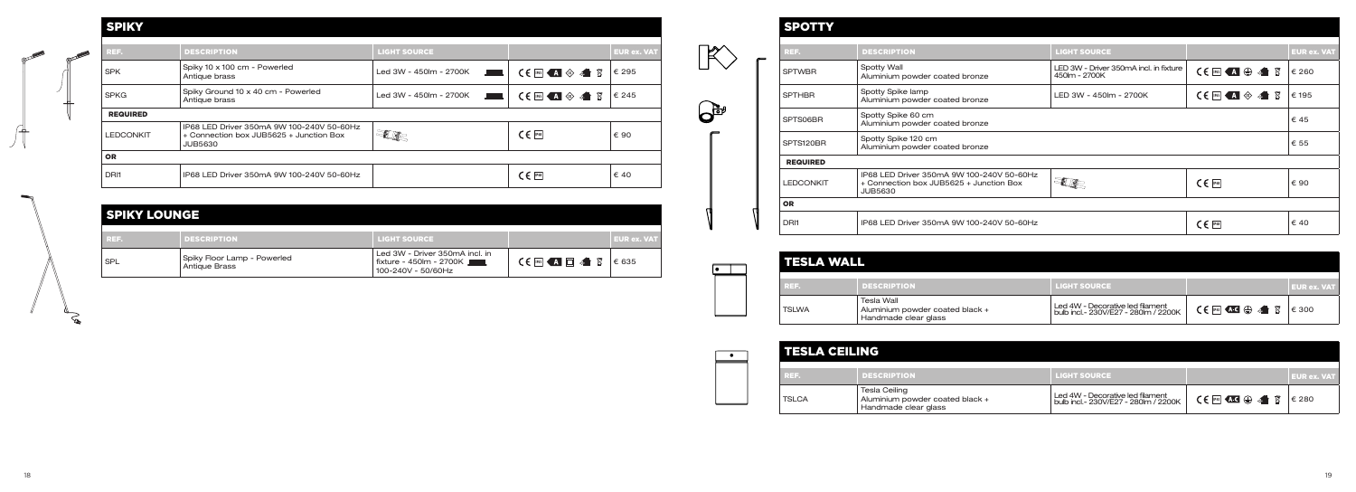## SPIKY

| REF. | DESCRIPTION | LIGHT SOURCE | | EUR ex. VAT |
|---|---|---|---|---|
| SPK | Spiky 10 x 100 cm - Powerled Antique brass | Led 3W - 450lm - 2700K | | € 295 |
| SPKG | Spiky Ground 10 x 40 cm - Powerled Antique brass | Led 3W - 450lm - 2700K | | € 245 |
| **REQUIRED** | | | | |
| LEDCONKIT | IP68 LED Driver 350mA 9W 100-240V 50-60Hz + Connection box JUB5625 + Junction Box JUB5630 | | | € 90 |
| **OR** | | | | |
| DRI1 | IP68 LED Driver 350mA 9W 100-240V 50-60Hz | | | € 40 |

## SPIKY LOUNGE

| REF. | DESCRIPTION | LIGHT SOURCE | | EUR ex. VAT |
|---|---|---|---|---|
| SPL | Spiky Floor Lamp - Powerled Antique Brass | Led 3W - Driver 350mA incl. in fixture - 450lm - 2700K 100-240V - 50/60Hz | | € 635 |

## SPOTTY

| REF. | DESCRIPTION | LIGHT SOURCE | | EUR ex. VAT |
|---|---|---|---|---|
| SPTWBR | Spotty Wall Aluminium powder coated bronze | LED 3W - Driver 350mA incl. in fixture 450lm - 2700K | | € 260 |
| SPTHBR | Spotty Spike lamp Aluminium powder coated bronze | LED 3W - 450lm - 2700K | | € 195 |
| SPTS06BR | Spotty Spike 60 cm Aluminium powder coated bronze | | | € 45 |
| SPTS120BR | Spotty Spike 120 cm Aluminium powder coated bronze | | | € 55 |
| **REQUIRED** | | | | |
| LEDCONKIT | IP68 LED Driver 350mA 9W 100-240V 50-60Hz + Connection box JUB5625 + Junction Box JUB5630 | | | € 90 |
| **OR** | | | | |
| DRI1 | IP68 LED Driver 350mA 9W 100-240V 50-60Hz | | | € 40 |

## TESLA WALL

| REF. | DESCRIPTION | LIGHT SOURCE | | EUR ex. VAT |
|---|---|---|---|---|
| TSLWA | Tesla Wall Aluminium powder coated black + Handmade clear glass | Led 4W - Decorative led filament bulb incl.- 230V/E27 - 280lm / 2200K | | € 300 |

## TESLA CEILING

| REF. | DESCRIPTION | LIGHT SOURCE | | EUR ex. VAT |
|---|---|---|---|---|
| TSLCA | Tesla Ceiling Aluminium powder coated black + Handmade clear glass | Led 4W - Decorative led filament bulb incl.- 230V/E27 - 280lm / 2200K | | € 280 |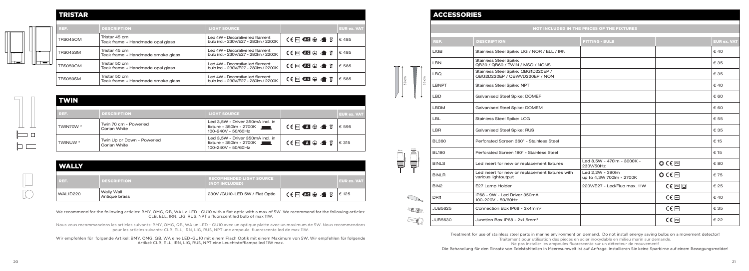## TRISTAR

| REF. | DESCRIPTION | LIGHT SOURCE | | EUR ex. VAT |
|---|---|---|---|---|
| TRS045OM | Tristar 45 cm Teak frame + Handmade opal glass | Led 4W - Decorative led filament bulb incl.- 230V/E27 - 280lm / 2200K | CE IP65 A-C | € 485 |
| TRS045SM | Tristar 45 cm Teak frame + Handmade smoke glass | Led 4W - Decorative led filament bulb incl.- 230V/E27 - 280lm / 2200K | CE IP65 A-C | € 485 |
| TRS050OM | Tristar 50 cm Teak frame + Handmade opal glass | Led 4W - Decorative led filament bulb incl.- 230V/E27 - 280lm / 2200K | CE IP65 A-C | € 585 |
| TRS050SM | Tristar 50 cm Teak frame + Handmade smoke glass | Led 4W - Decorative led filament bulb incl.- 230V/E27 - 280lm / 2200K | CE IP65 A-C | € 585 |

## TWIN

| REF. | DESCRIPTION | LIGHT SOURCE | | EUR ex. VAT |
|---|---|---|---|---|
| TWIN70W * | Twin 70 cm - Powerled Corian White | Led 3,5W - Driver 350mA incl. in fixture - 350lm - 2700K 100-240V - 50/60Hz | CE IP65 A | € 595 |
| TWINUW * | Twin Up or Down - Powerled Corian White | Led 3,5W - Driver 350mA incl. in fixture - 350lm - 2700K 100-240V - 50/60Hz | CE IP65 A | € 315 |

## WALLY

| REF. | DESCRIPTION | RECOMMENDED LIGHT SOURCE (NOT INCLUDED) | | EUR ex. VAT |
|---|---|---|---|---|
| WAL1D220 | Wally Wall Antique brass | 230V /GU10-LED 5W / Flat Optic | CE IP65 A-C | € 125 |

We recommend for the following articles: BMY, OMG, QB, WAL a LED - GU10 with a flat optic with a max of 5W. We recommend for the following articles: CLB, ELL, IRN, LIG, RUS, NPT a fluorscent led bulb of max 11W.

Nous vous recommandons les articles suivants: BMY, OMG, QB, WA un LED – GU10 avec un optique platte avec un maximum de 5W. Nous recommendons pour les articles suivants: CLB, ELL, IRN, LIG, RUS, NPT une ampoule fluorescente led de max 11W.

Wir empfehlen für folgende Artikel: BMY, OMG, QB, WA eine LED-GU10 mit einem Flach Optik mit einem Maximum von 5W. Wir empfehlen für folgende Artikel: CLB, ELL, IRN, LIG, RUS, NPT eine Leuchtstofflampe led 11W max.

## ACCESSORIES

NOT INCLUDED IN THE PRICES OF THE FIXTURES

| REF. | DESCRIPTION | FITTING - BULB | | EUR ex. VAT |
|---|---|---|---|---|
| LIGB | Stainless Steel Spike: LIG / NOR / ELL / IRN | | | € 40 |
| LBN | Stainless Steel Spike: QB30 / QB60 / TWIN / MSO / NONS | | | € 35 |
| LBQ | Stainless Steel Spike: QBG1D220EP / QBG2D220EP / QBWVD220EP / NON | | | € 35 |
| LBNPT | Stainless Steel Spike: NPT | | | € 40 |
| LBD | Galvanised Steel Spike: DOMEF | | | € 60 |
| LBDM | Galvanised Steel Spike: DOMEM | | | € 60 |
| LBL | Stainless Steel Spike: LOG | | | € 55 |
| LBR | Galvanised Steel Spike: RUS | | | € 35 |
| BL360 | Perforated Screen 360° - Stainless Steel | | | € 15 |
| BL180 | Perforated Screen 180° - Stainless Steel | | | € 15 |
| BINLS | Led insert for new or replacement fixtures | Led 8,5W - 470lm - 3000K - 230V/50Hz | CE IP20 | € 80 |
| BINLR | Led insert for new or replacement fixtures with various lightoutput | Led 2,2W - 390lm up to 4,3W 700lm - 2700K | CE IP20 | € 75 |
| BIN2 | E27 Lamp Holder | 220V/E27 - Led/Fluo max. 11W | CE IP20 | € 25 |
| DRI1 | IP68 - 9W - Led Driver 350mA 100-220V - 50/60Hz | | CE IP68 | € 40 |
| JUB5625 | Connection Box IP68 - 3x4mm² | | CE IP68 | € 35 |
| JUB5630 | Junction Box IP68 - 2x1,5mm² | | CE IP68 | € 22 |

Treatment for use of stainless steel parts in marine environment on demand. Do not install energy saving bulbs on a movement detector!
Traitement pour utilisation des pièces en acier inoxydable en milieu marin sur demande.
Ne pas installer les ampoules fluorescente sur un détecteur de mouvement!
Die Behandlung für den Einsatz von Edelstahlteilen in Meeresumwelt ist auf Anfrage. Installieren Sie keine Sparbirne auf einem Bewegungsmelder!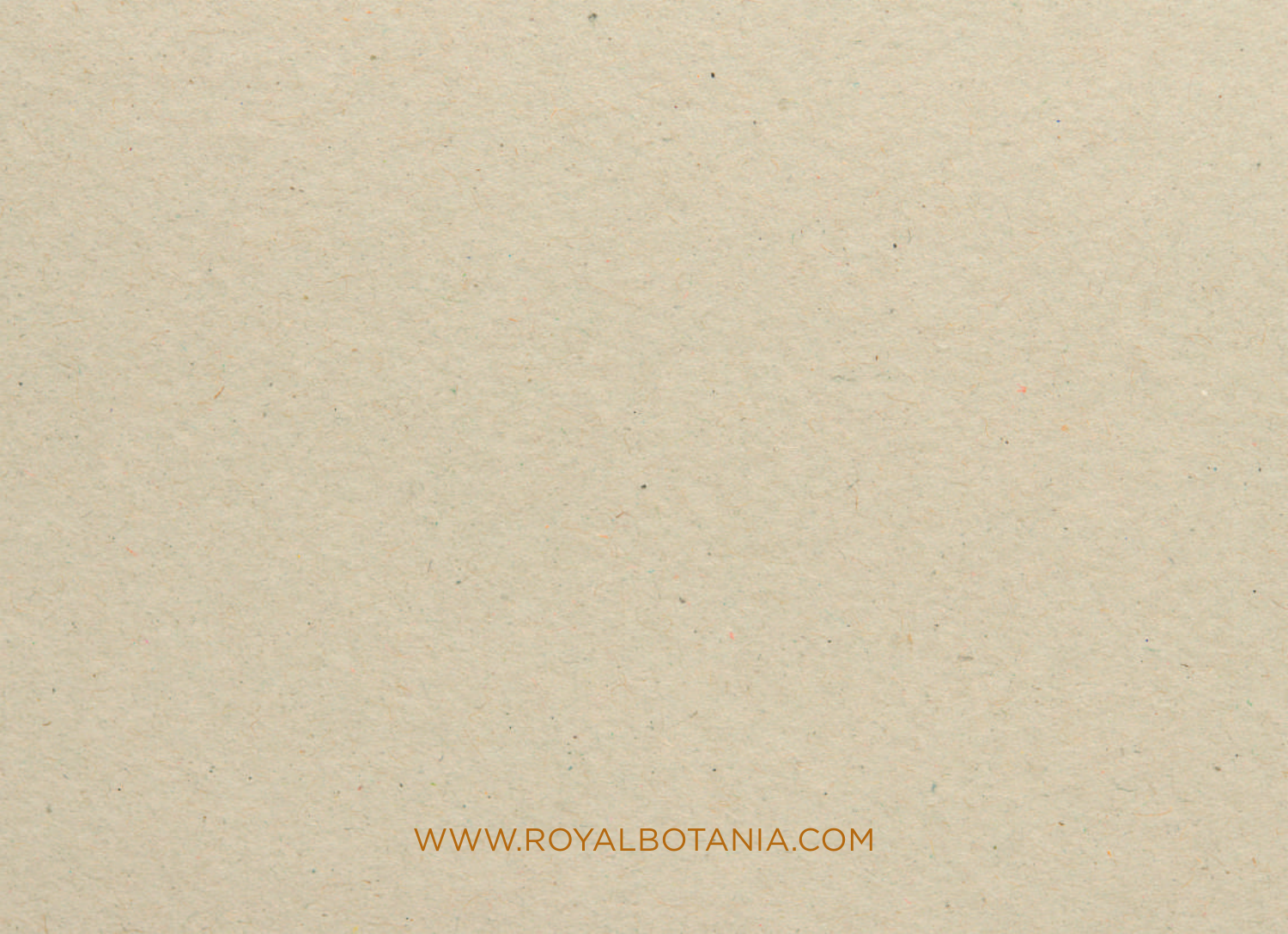WWW.ROYALBOTANIA.COM